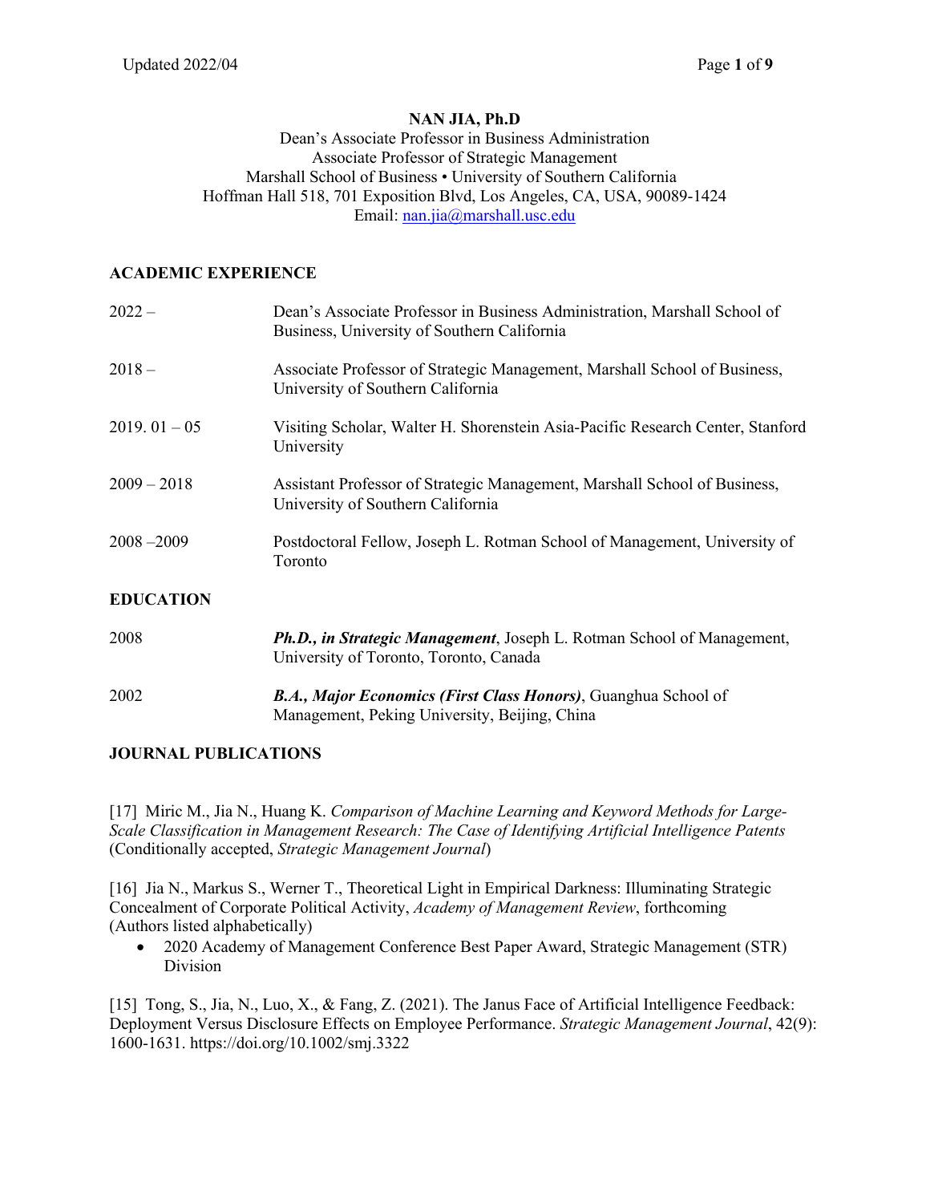# NAN JIA, Ph.D

Dean's Associate Professor in Business Administration
Associate Professor of Strategic Management
Marshall School of Business • University of Southern California
Hoffman Hall 518, 701 Exposition Blvd, Los Angeles, CA, USA, 90089-1424
Email: nan.jia@marshall.usc.edu

## ACADEMIC EXPERIENCE

| | |
|---|---|
| 2022 – | Dean's Associate Professor in Business Administration, Marshall School of Business, University of Southern California |
| 2018 – | Associate Professor of Strategic Management, Marshall School of Business, University of Southern California |
| 2019. 01 – 05 | Visiting Scholar, Walter H. Shorenstein Asia-Pacific Research Center, Stanford University |
| 2009 – 2018 | Assistant Professor of Strategic Management, Marshall School of Business, University of Southern California |
| 2008 –2009 | Postdoctoral Fellow, Joseph L. Rotman School of Management, University of Toronto |

## EDUCATION

| | |
|---|---|
| 2008 | ***Ph.D., in Strategic Management***, Joseph L. Rotman School of Management, University of Toronto, Toronto, Canada |
| 2002 | ***B.A., Major Economics (First Class Honors)***, Guanghua School of Management, Peking University, Beijing, China |

## JOURNAL PUBLICATIONS

[17] Miric M., Jia N., Huang K. *Comparison of Machine Learning and Keyword Methods for Large-Scale Classification in Management Research: The Case of Identifying Artificial Intelligence Patents* (Conditionally accepted, *Strategic Management Journal*)

[16] Jia N., Markus S., Werner T., Theoretical Light in Empirical Darkness: Illuminating Strategic Concealment of Corporate Political Activity, *Academy of Management Review*, forthcoming (Authors listed alphabetically)

- 2020 Academy of Management Conference Best Paper Award, Strategic Management (STR) Division

[15] Tong, S., Jia, N., Luo, X., & Fang, Z. (2021). The Janus Face of Artificial Intelligence Feedback: Deployment Versus Disclosure Effects on Employee Performance. *Strategic Management Journal*, 42(9): 1600-1631. https://doi.org/10.1002/smj.3322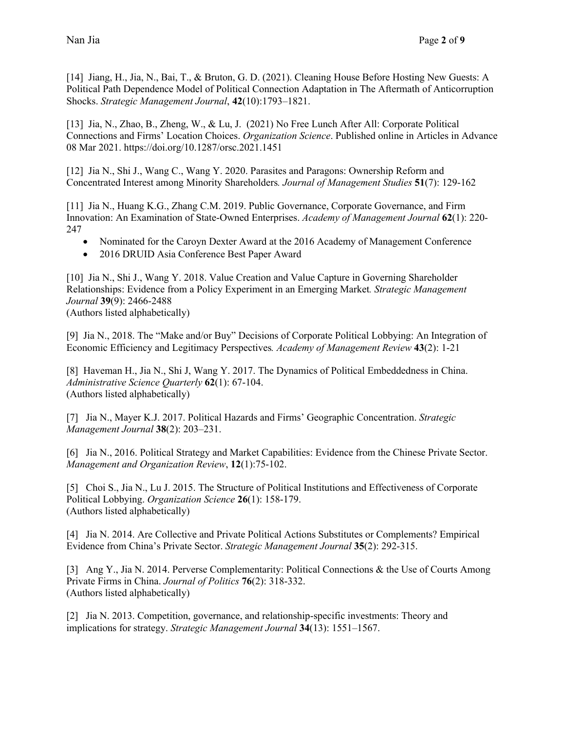[14] Jiang, H., Jia, N., Bai, T., & Bruton, G. D. (2021). Cleaning House Before Hosting New Guests: A Political Path Dependence Model of Political Connection Adaptation in The Aftermath of Anticorruption Shocks. *Strategic Management Journal*, **42**(10):1793–1821.

[13] Jia, N., Zhao, B., Zheng, W., & Lu, J. (2021) No Free Lunch After All: Corporate Political Connections and Firms' Location Choices. *Organization Science*. Published online in Articles in Advance 08 Mar 2021. https://doi.org/10.1287/orsc.2021.1451

[12] Jia N., Shi J., Wang C., Wang Y. 2020. Parasites and Paragons: Ownership Reform and Concentrated Interest among Minority Shareholders*. Journal of Management Studies* **51**(7): 129-162

[11] Jia N., Huang K.G., Zhang C.M. 2019. Public Governance, Corporate Governance, and Firm Innovation: An Examination of State-Owned Enterprises. *Academy of Management Journal* **62**(1): 220-247

- Nominated for the Caroyn Dexter Award at the 2016 Academy of Management Conference
- 2016 DRUID Asia Conference Best Paper Award

[10] Jia N., Shi J., Wang Y. 2018. Value Creation and Value Capture in Governing Shareholder Relationships: Evidence from a Policy Experiment in an Emerging Market*. Strategic Management Journal* **39**(9): 2466-2488
(Authors listed alphabetically)

[9] Jia N., 2018. The "Make and/or Buy" Decisions of Corporate Political Lobbying: An Integration of Economic Efficiency and Legitimacy Perspectives*. Academy of Management Review* **43**(2): 1-21

[8] Haveman H., Jia N., Shi J, Wang Y. 2017. The Dynamics of Political Embeddedness in China. *Administrative Science Quarterly* **62**(1): 67-104.
(Authors listed alphabetically)

[7] Jia N., Mayer K.J. 2017. Political Hazards and Firms' Geographic Concentration. *Strategic Management Journal* **38**(2): 203–231.

[6] Jia N., 2016. Political Strategy and Market Capabilities: Evidence from the Chinese Private Sector. *Management and Organization Review*, **12**(1):75-102.

[5] Choi S., Jia N., Lu J. 2015. The Structure of Political Institutions and Effectiveness of Corporate Political Lobbying. *Organization Science* **26**(1): 158-179.
(Authors listed alphabetically)

[4] Jia N. 2014. Are Collective and Private Political Actions Substitutes or Complements? Empirical Evidence from China's Private Sector. *Strategic Management Journal* **35**(2): 292-315.

[3] Ang Y., Jia N. 2014. Perverse Complementarity: Political Connections & the Use of Courts Among Private Firms in China. *Journal of Politics* **76**(2): 318-332.
(Authors listed alphabetically)

[2] Jia N. 2013. Competition, governance, and relationship-specific investments: Theory and implications for strategy. *Strategic Management Journal* **34**(13): 1551–1567.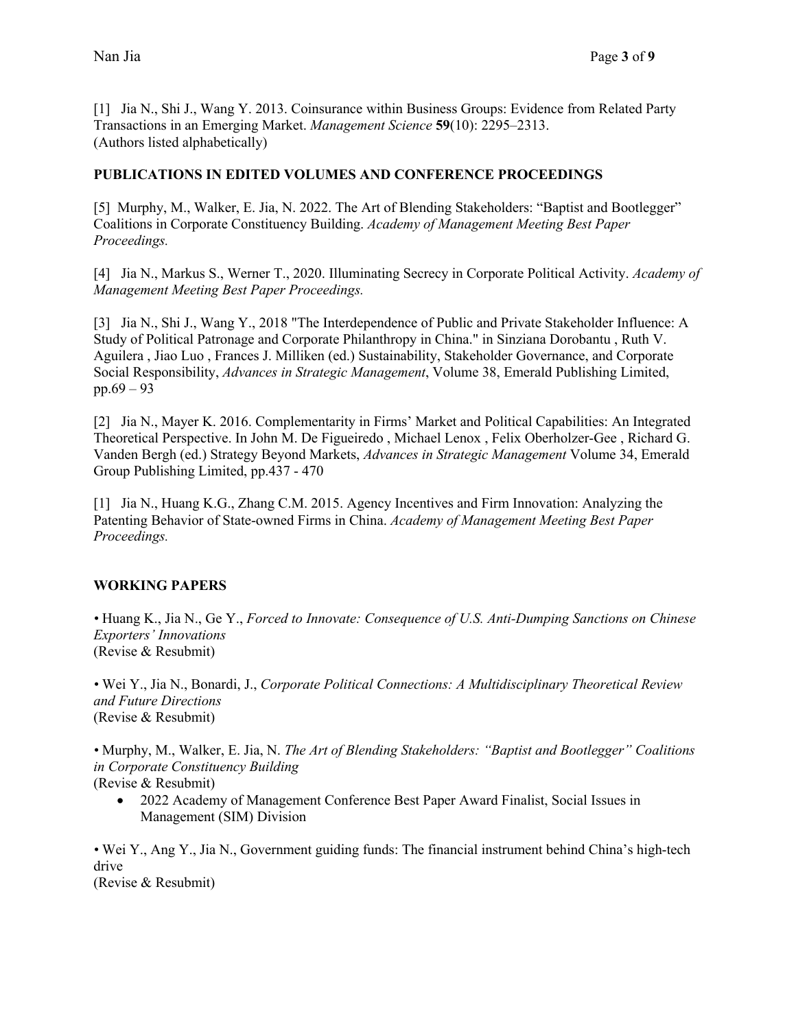[1] Jia N., Shi J., Wang Y. 2013. Coinsurance within Business Groups: Evidence from Related Party Transactions in an Emerging Market. *Management Science* **59**(10): 2295–2313.
(Authors listed alphabetically)

**PUBLICATIONS IN EDITED VOLUMES AND CONFERENCE PROCEEDINGS**

[5] Murphy, M., Walker, E. Jia, N. 2022. The Art of Blending Stakeholders: "Baptist and Bootlegger" Coalitions in Corporate Constituency Building. *Academy of Management Meeting Best Paper Proceedings.*

[4] Jia N., Markus S., Werner T., 2020. Illuminating Secrecy in Corporate Political Activity. *Academy of Management Meeting Best Paper Proceedings.*

[3] Jia N., Shi J., Wang Y., 2018 "The Interdependence of Public and Private Stakeholder Influence: A Study of Political Patronage and Corporate Philanthropy in China." in Sinziana Dorobantu , Ruth V. Aguilera , Jiao Luo , Frances J. Milliken (ed.) Sustainability, Stakeholder Governance, and Corporate Social Responsibility, *Advances in Strategic Management*, Volume 38, Emerald Publishing Limited, pp.69 – 93

[2] Jia N., Mayer K. 2016. Complementarity in Firms' Market and Political Capabilities: An Integrated Theoretical Perspective. In John M. De Figueiredo , Michael Lenox , Felix Oberholzer-Gee , Richard G. Vanden Bergh (ed.) Strategy Beyond Markets, *Advances in Strategic Management* Volume 34, Emerald Group Publishing Limited, pp.437 - 470

[1] Jia N., Huang K.G., Zhang C.M. 2015. Agency Incentives and Firm Innovation: Analyzing the Patenting Behavior of State-owned Firms in China. *Academy of Management Meeting Best Paper Proceedings.*

**WORKING PAPERS**

• Huang K., Jia N., Ge Y., *Forced to Innovate: Consequence of U.S. Anti-Dumping Sanctions on Chinese Exporters' Innovations*
(Revise & Resubmit)

• Wei Y., Jia N., Bonardi, J., *Corporate Political Connections: A Multidisciplinary Theoretical Review and Future Directions*
(Revise & Resubmit)

• Murphy, M., Walker, E. Jia, N. *The Art of Blending Stakeholders: "Baptist and Bootlegger" Coalitions in Corporate Constituency Building*
(Revise & Resubmit)

- 2022 Academy of Management Conference Best Paper Award Finalist, Social Issues in Management (SIM) Division

• Wei Y., Ang Y., Jia N., Government guiding funds: The financial instrument behind China's high-tech drive
(Revise & Resubmit)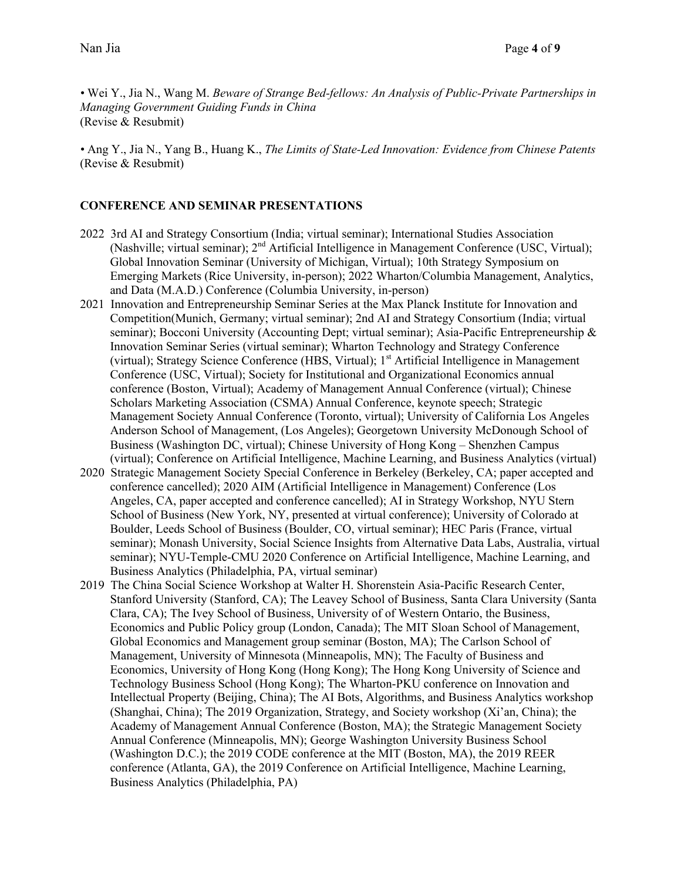• Wei Y., Jia N., Wang M. *Beware of Strange Bed-fellows: An Analysis of Public-Private Partnerships in Managing Government Guiding Funds in China*
(Revise & Resubmit)

• Ang Y., Jia N., Yang B., Huang K., *The Limits of State-Led Innovation: Evidence from Chinese Patents*
(Revise & Resubmit)

## CONFERENCE AND SEMINAR PRESENTATIONS

2022 3rd AI and Strategy Consortium (India; virtual seminar); International Studies Association (Nashville; virtual seminar); 2nd Artificial Intelligence in Management Conference (USC, Virtual); Global Innovation Seminar (University of Michigan, Virtual); 10th Strategy Symposium on Emerging Markets (Rice University, in-person); 2022 Wharton/Columbia Management, Analytics, and Data (M.A.D.) Conference (Columbia University, in-person)

2021 Innovation and Entrepreneurship Seminar Series at the Max Planck Institute for Innovation and Competition(Munich, Germany; virtual seminar); 2nd AI and Strategy Consortium (India; virtual seminar); Bocconi University (Accounting Dept; virtual seminar); Asia-Pacific Entrepreneurship & Innovation Seminar Series (virtual seminar); Wharton Technology and Strategy Conference (virtual); Strategy Science Conference (HBS, Virtual); 1st Artificial Intelligence in Management Conference (USC, Virtual); Society for Institutional and Organizational Economics annual conference (Boston, Virtual); Academy of Management Annual Conference (virtual); Chinese Scholars Marketing Association (CSMA) Annual Conference, keynote speech; Strategic Management Society Annual Conference (Toronto, virtual); University of California Los Angeles Anderson School of Management, (Los Angeles); Georgetown University McDonough School of Business (Washington DC, virtual); Chinese University of Hong Kong – Shenzhen Campus (virtual); Conference on Artificial Intelligence, Machine Learning, and Business Analytics (virtual)

2020 Strategic Management Society Special Conference in Berkeley (Berkeley, CA; paper accepted and conference cancelled); 2020 AIM (Artificial Intelligence in Management) Conference (Los Angeles, CA, paper accepted and conference cancelled); AI in Strategy Workshop, NYU Stern School of Business (New York, NY, presented at virtual conference); University of Colorado at Boulder, Leeds School of Business (Boulder, CO, virtual seminar); HEC Paris (France, virtual seminar); Monash University, Social Science Insights from Alternative Data Labs, Australia, virtual seminar); NYU-Temple-CMU 2020 Conference on Artificial Intelligence, Machine Learning, and Business Analytics (Philadelphia, PA, virtual seminar)

2019 The China Social Science Workshop at Walter H. Shorenstein Asia-Pacific Research Center, Stanford University (Stanford, CA); The Leavey School of Business, Santa Clara University (Santa Clara, CA); The Ivey School of Business, University of of Western Ontario, the Business, Economics and Public Policy group (London, Canada); The MIT Sloan School of Management, Global Economics and Management group seminar (Boston, MA); The Carlson School of Management, University of Minnesota (Minneapolis, MN); The Faculty of Business and Economics, University of Hong Kong (Hong Kong); The Hong Kong University of Science and Technology Business School (Hong Kong); The Wharton-PKU conference on Innovation and Intellectual Property (Beijing, China); The AI Bots, Algorithms, and Business Analytics workshop (Shanghai, China); The 2019 Organization, Strategy, and Society workshop (Xi'an, China); the Academy of Management Annual Conference (Boston, MA); the Strategic Management Society Annual Conference (Minneapolis, MN); George Washington University Business School (Washington D.C.); the 2019 CODE conference at the MIT (Boston, MA), the 2019 REER conference (Atlanta, GA), the 2019 Conference on Artificial Intelligence, Machine Learning, Business Analytics (Philadelphia, PA)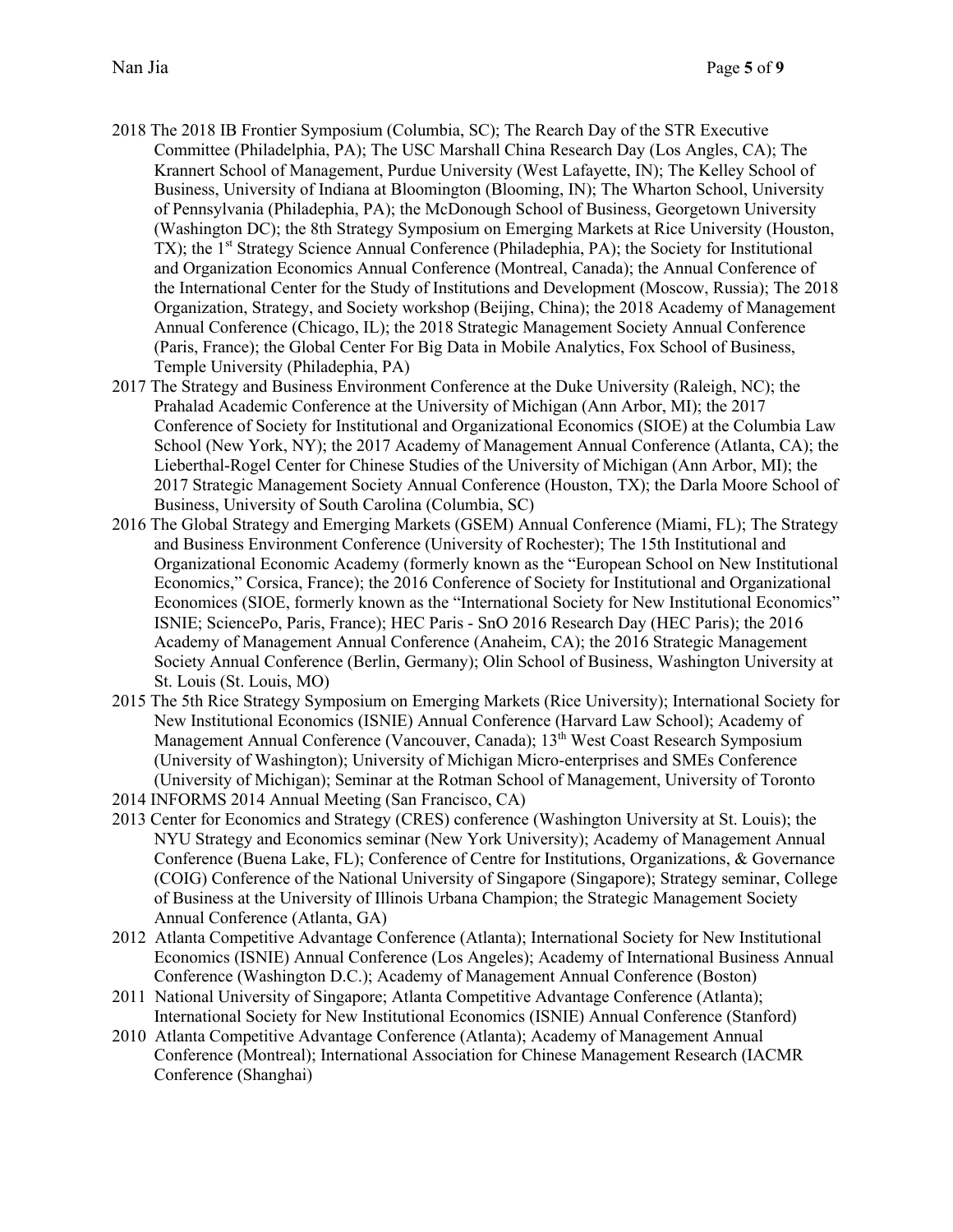2018 The 2018 IB Frontier Symposium (Columbia, SC); The Rearch Day of the STR Executive Committee (Philadelphia, PA); The USC Marshall China Research Day (Los Angles, CA); The Krannert School of Management, Purdue University (West Lafayette, IN); The Kelley School of Business, University of Indiana at Bloomington (Blooming, IN); The Wharton School, University of Pennsylvania (Philadephia, PA); the McDonough School of Business, Georgetown University (Washington DC); the 8th Strategy Symposium on Emerging Markets at Rice University (Houston, TX); the 1st Strategy Science Annual Conference (Philadephia, PA); the Society for Institutional and Organization Economics Annual Conference (Montreal, Canada); the Annual Conference of the International Center for the Study of Institutions and Development (Moscow, Russia); The 2018 Organization, Strategy, and Society workshop (Beijing, China); the 2018 Academy of Management Annual Conference (Chicago, IL); the 2018 Strategic Management Society Annual Conference (Paris, France); the Global Center For Big Data in Mobile Analytics, Fox School of Business, Temple University (Philadephia, PA)

2017 The Strategy and Business Environment Conference at the Duke University (Raleigh, NC); the Prahalad Academic Conference at the University of Michigan (Ann Arbor, MI); the 2017 Conference of Society for Institutional and Organizational Economics (SIOE) at the Columbia Law School (New York, NY); the 2017 Academy of Management Annual Conference (Atlanta, CA); the Lieberthal-Rogel Center for Chinese Studies of the University of Michigan (Ann Arbor, MI); the 2017 Strategic Management Society Annual Conference (Houston, TX); the Darla Moore School of Business, University of South Carolina (Columbia, SC)

2016 The Global Strategy and Emerging Markets (GSEM) Annual Conference (Miami, FL); The Strategy and Business Environment Conference (University of Rochester); The 15th Institutional and Organizational Economic Academy (formerly known as the "European School on New Institutional Economics," Corsica, France); the 2016 Conference of Society for Institutional and Organizational Economices (SIOE, formerly known as the "International Society for New Institutional Economics" ISNIE; SciencePo, Paris, France); HEC Paris - SnO 2016 Research Day (HEC Paris); the 2016 Academy of Management Annual Conference (Anaheim, CA); the 2016 Strategic Management Society Annual Conference (Berlin, Germany); Olin School of Business, Washington University at St. Louis (St. Louis, MO)

2015 The 5th Rice Strategy Symposium on Emerging Markets (Rice University); International Society for New Institutional Economics (ISNIE) Annual Conference (Harvard Law School); Academy of Management Annual Conference (Vancouver, Canada); 13th West Coast Research Symposium (University of Washington); University of Michigan Micro-enterprises and SMEs Conference (University of Michigan); Seminar at the Rotman School of Management, University of Toronto

2014 INFORMS 2014 Annual Meeting (San Francisco, CA)

2013 Center for Economics and Strategy (CRES) conference (Washington University at St. Louis); the NYU Strategy and Economics seminar (New York University); Academy of Management Annual Conference (Buena Lake, FL); Conference of Centre for Institutions, Organizations, & Governance (COIG) Conference of the National University of Singapore (Singapore); Strategy seminar, College of Business at the University of Illinois Urbana Champion; the Strategic Management Society Annual Conference (Atlanta, GA)

2012 Atlanta Competitive Advantage Conference (Atlanta); International Society for New Institutional Economics (ISNIE) Annual Conference (Los Angeles); Academy of International Business Annual Conference (Washington D.C.); Academy of Management Annual Conference (Boston)

2011 National University of Singapore; Atlanta Competitive Advantage Conference (Atlanta); International Society for New Institutional Economics (ISNIE) Annual Conference (Stanford)

2010 Atlanta Competitive Advantage Conference (Atlanta); Academy of Management Annual Conference (Montreal); International Association for Chinese Management Research (IACMR Conference (Shanghai)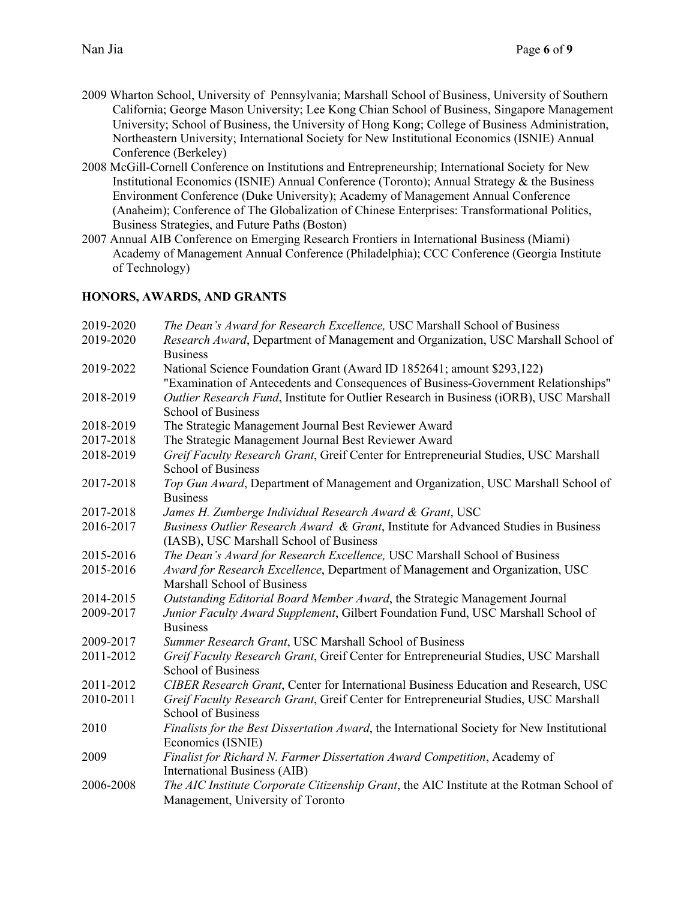2009 Wharton School, University of Pennsylvania; Marshall School of Business, University of Southern California; George Mason University; Lee Kong Chian School of Business, Singapore Management University; School of Business, the University of Hong Kong; College of Business Administration, Northeastern University; International Society for New Institutional Economics (ISNIE) Annual Conference (Berkeley)

2008 McGill-Cornell Conference on Institutions and Entrepreneurship; International Society for New Institutional Economics (ISNIE) Annual Conference (Toronto); Annual Strategy & the Business Environment Conference (Duke University); Academy of Management Annual Conference (Anaheim); Conference of The Globalization of Chinese Enterprises: Transformational Politics, Business Strategies, and Future Paths (Boston)

2007 Annual AIB Conference on Emerging Research Frontiers in International Business (Miami) Academy of Management Annual Conference (Philadelphia); CCC Conference (Georgia Institute of Technology)

**HONORS, AWARDS, AND GRANTS**

| | |
|---|---|
| 2019-2020 | *The Dean's Award for Research Excellence,* USC Marshall School of Business |
| 2019-2020 | *Research Award*, Department of Management and Organization, USC Marshall School of Business |
| 2019-2022 | National Science Foundation Grant (Award ID 1852641; amount $293,122) "Examination of Antecedents and Consequences of Business-Government Relationships" |
| 2018-2019 | *Outlier Research Fund*, Institute for Outlier Research in Business (iORB), USC Marshall School of Business |
| 2018-2019 | The Strategic Management Journal Best Reviewer Award |
| 2017-2018 | The Strategic Management Journal Best Reviewer Award |
| 2018-2019 | *Greif Faculty Research Grant*, Greif Center for Entrepreneurial Studies, USC Marshall School of Business |
| 2017-2018 | *Top Gun Award*, Department of Management and Organization, USC Marshall School of Business |
| 2017-2018 | *James H. Zumberge Individual Research Award & Grant*, USC |
| 2016-2017 | *Business Outlier Research Award & Grant*, Institute for Advanced Studies in Business (IASB), USC Marshall School of Business |
| 2015-2016 | *The Dean's Award for Research Excellence,* USC Marshall School of Business |
| 2015-2016 | *Award for Research Excellence*, Department of Management and Organization, USC Marshall School of Business |
| 2014-2015 | *Outstanding Editorial Board Member Award*, the Strategic Management Journal |
| 2009-2017 | *Junior Faculty Award Supplement*, Gilbert Foundation Fund, USC Marshall School of Business |
| 2009-2017 | *Summer Research Grant*, USC Marshall School of Business |
| 2011-2012 | *Greif Faculty Research Grant*, Greif Center for Entrepreneurial Studies, USC Marshall School of Business |
| 2011-2012 | *CIBER Research Grant*, Center for International Business Education and Research, USC |
| 2010-2011 | *Greif Faculty Research Grant*, Greif Center for Entrepreneurial Studies, USC Marshall School of Business |
| 2010 | *Finalists for the Best Dissertation Award*, the International Society for New Institutional Economics (ISNIE) |
| 2009 | *Finalist for Richard N. Farmer Dissertation Award Competition*, Academy of International Business (AIB) |
| 2006-2008 | *The AIC Institute Corporate Citizenship Grant*, the AIC Institute at the Rotman School of Management, University of Toronto |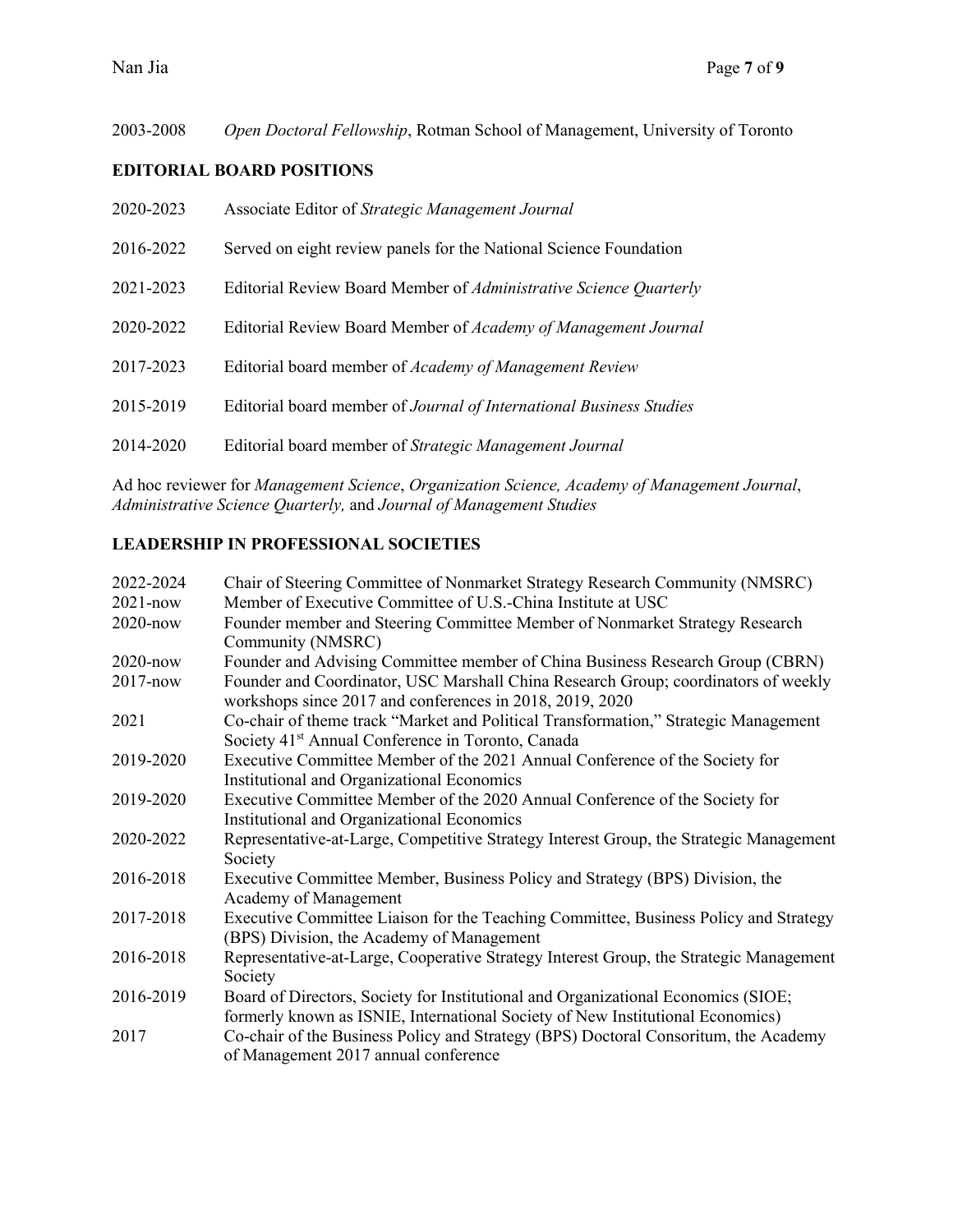2003-2008 *Open Doctoral Fellowship*, Rotman School of Management, University of Toronto

## EDITORIAL BOARD POSITIONS

2020-2023 Associate Editor of *Strategic Management Journal*

2016-2022 Served on eight review panels for the National Science Foundation

2021-2023 Editorial Review Board Member of *Administrative Science Quarterly*

2020-2022 Editorial Review Board Member of *Academy of Management Journal*

2017-2023 Editorial board member of *Academy of Management Review*

2015-2019 Editorial board member of *Journal of International Business Studies*

2014-2020 Editorial board member of *Strategic Management Journal*

Ad hoc reviewer for *Management Science*, *Organization Science, Academy of Management Journal*, *Administrative Science Quarterly,* and *Journal of Management Studies*

## LEADERSHIP IN PROFESSIONAL SOCIETIES

2022-2024 Chair of Steering Committee of Nonmarket Strategy Research Community (NMSRC)

2021-now Member of Executive Committee of U.S.-China Institute at USC

2020-now Founder member and Steering Committee Member of Nonmarket Strategy Research Community (NMSRC)

2020-now Founder and Advising Committee member of China Business Research Group (CBRN)

2017-now Founder and Coordinator, USC Marshall China Research Group; coordinators of weekly workshops since 2017 and conferences in 2018, 2019, 2020

2021 Co-chair of theme track "Market and Political Transformation," Strategic Management Society 41st Annual Conference in Toronto, Canada

2019-2020 Executive Committee Member of the 2021 Annual Conference of the Society for Institutional and Organizational Economics

2019-2020 Executive Committee Member of the 2020 Annual Conference of the Society for Institutional and Organizational Economics

2020-2022 Representative-at-Large, Competitive Strategy Interest Group, the Strategic Management Society

2016-2018 Executive Committee Member, Business Policy and Strategy (BPS) Division, the Academy of Management

2017-2018 Executive Committee Liaison for the Teaching Committee, Business Policy and Strategy (BPS) Division, the Academy of Management

2016-2018 Representative-at-Large, Cooperative Strategy Interest Group, the Strategic Management Society

2016-2019 Board of Directors, Society for Institutional and Organizational Economics (SIOE; formerly known as ISNIE, International Society of New Institutional Economics)

2017 Co-chair of the Business Policy and Strategy (BPS) Doctoral Consortium, the Academy of Management 2017 annual conference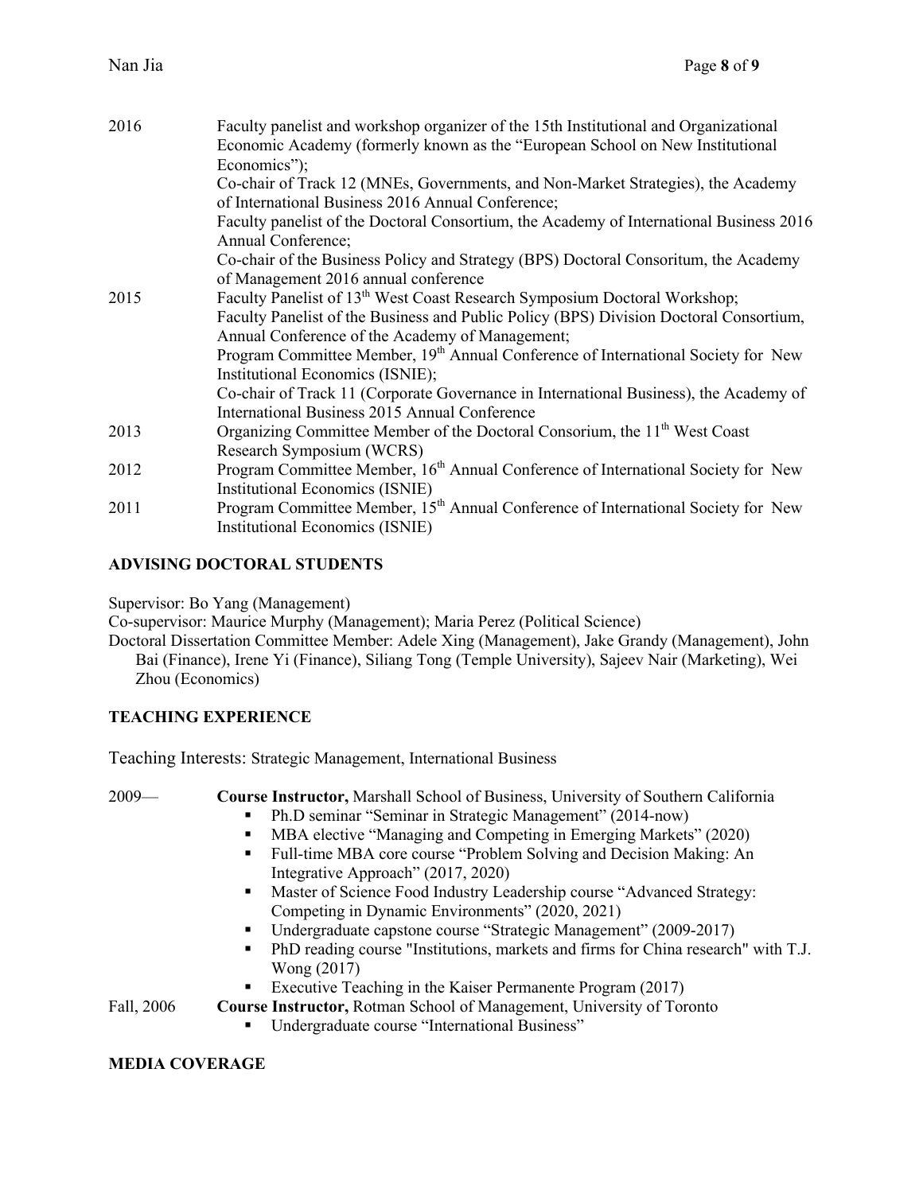2016 Faculty panelist and workshop organizer of the 15th Institutional and Organizational Economic Academy (formerly known as the "European School on New Institutional Economics");
Co-chair of Track 12 (MNEs, Governments, and Non-Market Strategies), the Academy of International Business 2016 Annual Conference;
Faculty panelist of the Doctoral Consortium, the Academy of International Business 2016 Annual Conference;
Co-chair of the Business Policy and Strategy (BPS) Doctoral Consoritum, the Academy of Management 2016 annual conference

2015 Faculty Panelist of 13th West Coast Research Symposium Doctoral Workshop;
Faculty Panelist of the Business and Public Policy (BPS) Division Doctoral Consortium, Annual Conference of the Academy of Management;
Program Committee Member, 19th Annual Conference of International Society for New Institutional Economics (ISNIE);
Co-chair of Track 11 (Corporate Governance in International Business), the Academy of International Business 2015 Annual Conference

2013 Organizing Committee Member of the Doctoral Consorium, the 11th West Coast Research Symposium (WCRS)

2012 Program Committee Member, 16th Annual Conference of International Society for New Institutional Economics (ISNIE)

2011 Program Committee Member, 15th Annual Conference of International Society for New Institutional Economics (ISNIE)

## ADVISING DOCTORAL STUDENTS

Supervisor: Bo Yang (Management)
Co-supervisor: Maurice Murphy (Management); Maria Perez (Political Science)
Doctoral Dissertation Committee Member: Adele Xing (Management), Jake Grandy (Management), John Bai (Finance), Irene Yi (Finance), Siliang Tong (Temple University), Sajeev Nair (Marketing), Wei Zhou (Economics)

## TEACHING EXPERIENCE

Teaching Interests: Strategic Management, International Business

2009— **Course Instructor,** Marshall School of Business, University of Southern California

- Ph.D seminar "Seminar in Strategic Management" (2014-now)
- MBA elective "Managing and Competing in Emerging Markets" (2020)
- Full-time MBA core course "Problem Solving and Decision Making: An Integrative Approach" (2017, 2020)
- Master of Science Food Industry Leadership course "Advanced Strategy: Competing in Dynamic Environments" (2020, 2021)
- Undergraduate capstone course "Strategic Management" (2009-2017)
- PhD reading course "Institutions, markets and firms for China research" with T.J. Wong (2017)
- Executive Teaching in the Kaiser Permanente Program (2017)

Fall, 2006 **Course Instructor,** Rotman School of Management, University of Toronto

- Undergraduate course "International Business"

## MEDIA COVERAGE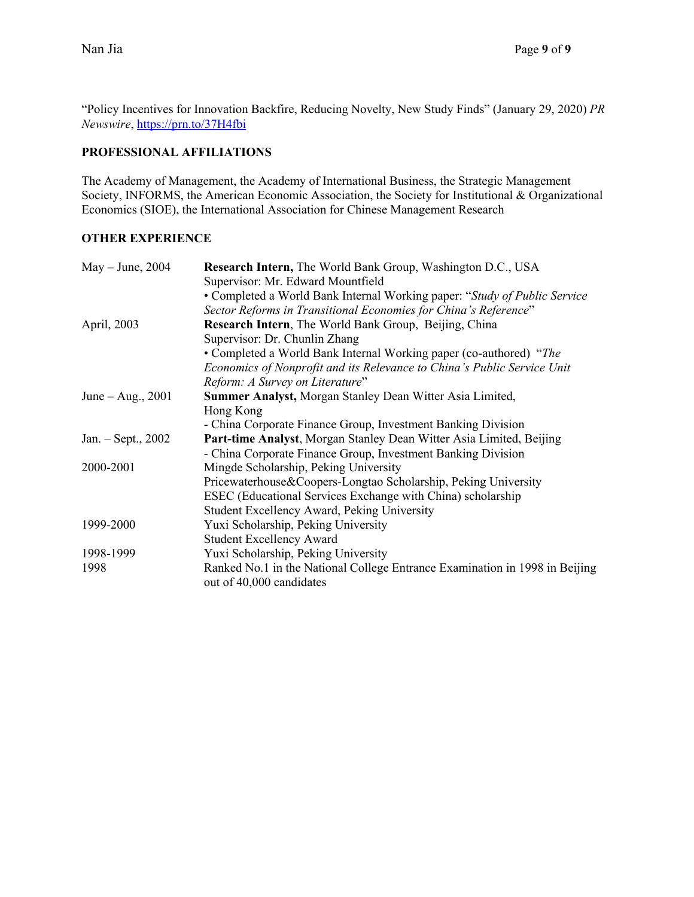"Policy Incentives for Innovation Backfire, Reducing Novelty, New Study Finds" (January 29, 2020) *PR Newswire*, https://prn.to/37H4fbi

## PROFESSIONAL AFFILIATIONS

The Academy of Management, the Academy of International Business, the Strategic Management Society, INFORMS, the American Economic Association, the Society for Institutional & Organizational Economics (SIOE), the International Association for Chinese Management Research

## OTHER EXPERIENCE

| | |
|---|---|
| May – June, 2004 | **Research Intern,** The World Bank Group, Washington D.C., USA<br>Supervisor: Mr. Edward Mountfield<br>• Completed a World Bank Internal Working paper: "*Study of Public Service Sector Reforms in Transitional Economies for China's Reference*" |
| April, 2003 | **Research Intern**, The World Bank Group, Beijing, China<br>Supervisor: Dr. Chunlin Zhang<br>• Completed a World Bank Internal Working paper (co-authored) "*The Economics of Nonprofit and its Relevance to China's Public Service Unit Reform: A Survey on Literature*" |
| June – Aug., 2001 | **Summer Analyst,** Morgan Stanley Dean Witter Asia Limited, Hong Kong<br>- China Corporate Finance Group, Investment Banking Division |
| Jan. – Sept., 2002 | **Part-time Analyst**, Morgan Stanley Dean Witter Asia Limited, Beijing<br>- China Corporate Finance Group, Investment Banking Division |
| 2000-2001 | Mingde Scholarship, Peking University<br>Pricewaterhouse&Coopers-Longtao Scholarship, Peking University<br>ESEC (Educational Services Exchange with China) scholarship<br>Student Excellency Award, Peking University |
| 1999-2000 | Yuxi Scholarship, Peking University<br>Student Excellency Award |
| 1998-1999 | Yuxi Scholarship, Peking University |
| 1998 | Ranked No.1 in the National College Entrance Examination in 1998 in Beijing out of 40,000 candidates |